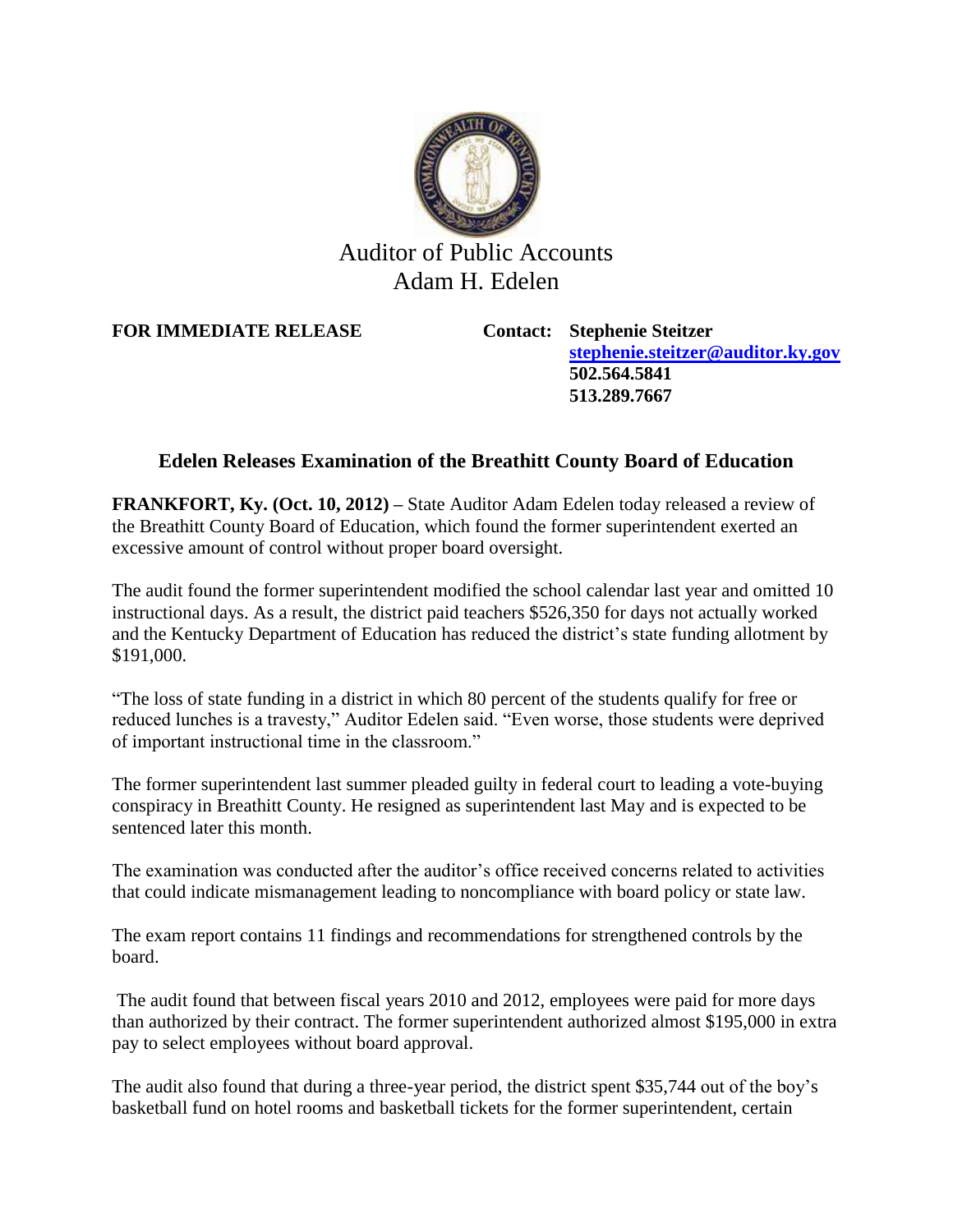Auditor of Public Accounts
Adam H. Edelen

**FOR IMMEDIATE RELEASE**

**Contact: Stephenie Steitzer**
**stephenie.steitzer@auditor.ky.gov**
**502.564.5841**
**513.289.7667**

## Edelen Releases Examination of the Breathitt County Board of Education

**FRANKFORT, Ky. (Oct. 10, 2012) –** State Auditor Adam Edelen today released a review of the Breathitt County Board of Education, which found the former superintendent exerted an excessive amount of control without proper board oversight.

The audit found the former superintendent modified the school calendar last year and omitted 10 instructional days. As a result, the district paid teachers $526,350 for days not actually worked and the Kentucky Department of Education has reduced the district's state funding allotment by $191,000.

"The loss of state funding in a district in which 80 percent of the students qualify for free or reduced lunches is a travesty," Auditor Edelen said. "Even worse, those students were deprived of important instructional time in the classroom."

The former superintendent last summer pleaded guilty in federal court to leading a vote-buying conspiracy in Breathitt County. He resigned as superintendent last May and is expected to be sentenced later this month.

The examination was conducted after the auditor's office received concerns related to activities that could indicate mismanagement leading to noncompliance with board policy or state law.

The exam report contains 11 findings and recommendations for strengthened controls by the board.

The audit found that between fiscal years 2010 and 2012, employees were paid for more days than authorized by their contract. The former superintendent authorized almost $195,000 in extra pay to select employees without board approval.

The audit also found that during a three-year period, the district spent $35,744 out of the boy's basketball fund on hotel rooms and basketball tickets for the former superintendent, certain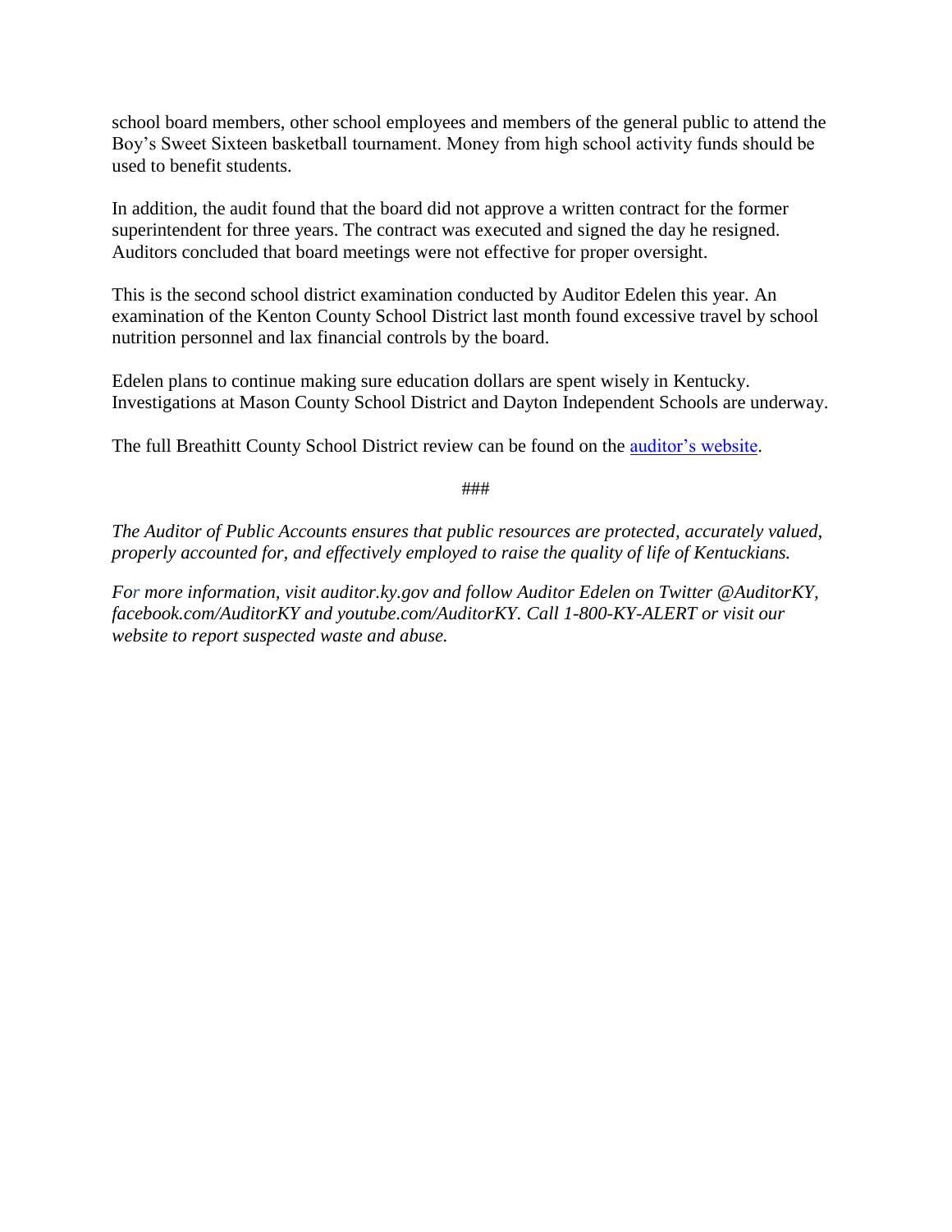school board members, other school employees and members of the general public to attend the Boy's Sweet Sixteen basketball tournament. Money from high school activity funds should be used to benefit students.

In addition, the audit found that the board did not approve a written contract for the former superintendent for three years. The contract was executed and signed the day he resigned. Auditors concluded that board meetings were not effective for proper oversight.

This is the second school district examination conducted by Auditor Edelen this year. An examination of the Kenton County School District last month found excessive travel by school nutrition personnel and lax financial controls by the board.

Edelen plans to continue making sure education dollars are spent wisely in Kentucky. Investigations at Mason County School District and Dayton Independent Schools are underway.

The full Breathitt County School District review can be found on the [auditor's website](auditor's website).

###

*The Auditor of Public Accounts ensures that public resources are protected, accurately valued, properly accounted for, and effectively employed to raise the quality of life of Kentuckians.*

*For more information, visit auditor.ky.gov and follow Auditor Edelen on Twitter @AuditorKY, facebook.com/AuditorKY and youtube.com/AuditorKY. Call 1-800-KY-ALERT or visit our website to report suspected waste and abuse.*